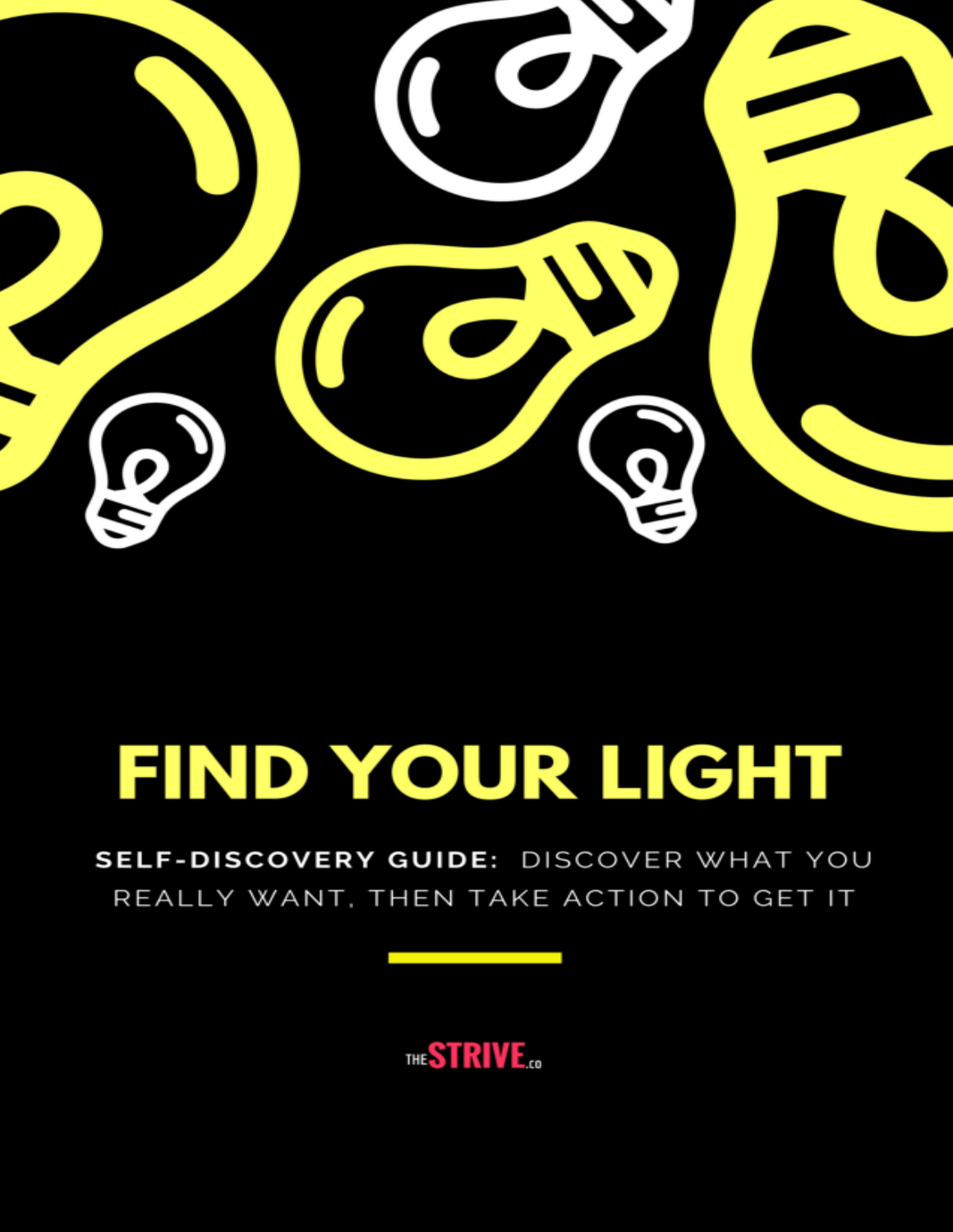# FIND YOUR LIGHT

**SELF-DISCOVERY GUIDE:** DISCOVER WHAT YOU REALLY WANT, THEN TAKE ACTION TO GET IT

THE STRIVE .co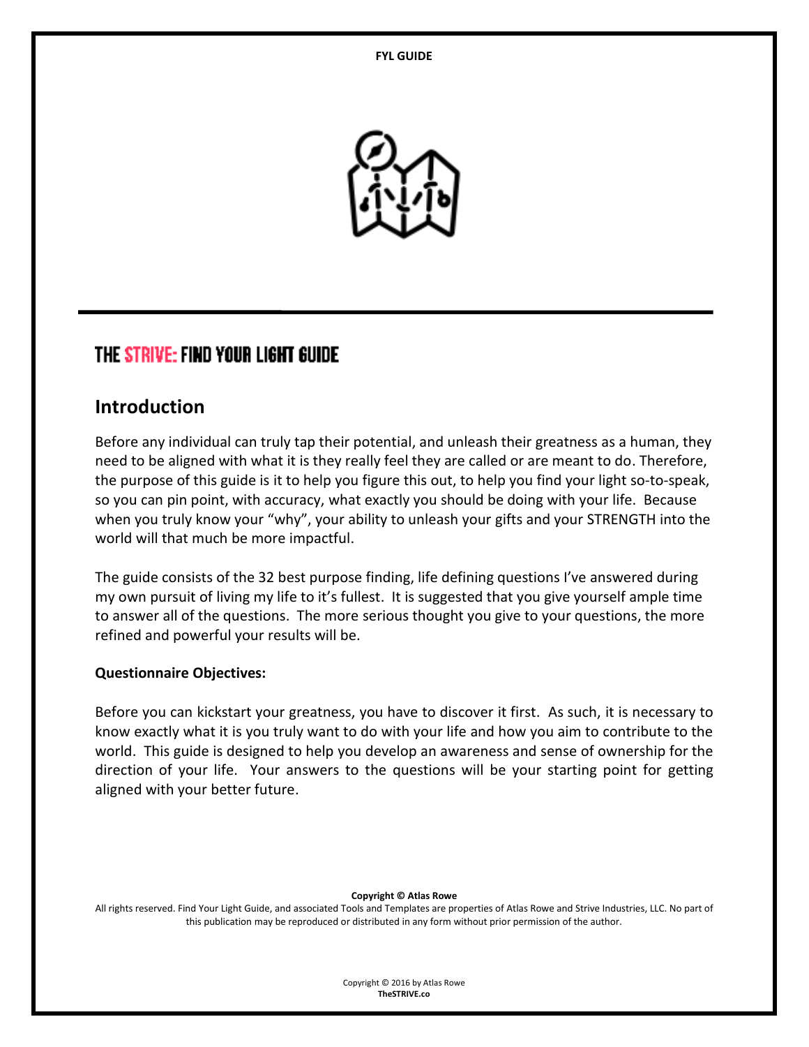# THE STRIVE: FIND YOUR LIGHT GUIDE

## Introduction

Before any individual can truly tap their potential, and unleash their greatness as a human, they need to be aligned with what it is they really feel they are called or are meant to do. Therefore, the purpose of this guide is it to help you figure this out, to help you find your light so-to-speak, so you can pin point, with accuracy, what exactly you should be doing with your life. Because when you truly know your "why", your ability to unleash your gifts and your STRENGTH into the world will that much be more impactful.

The guide consists of the 32 best purpose finding, life defining questions I've answered during my own pursuit of living my life to it's fullest. It is suggested that you give yourself ample time to answer all of the questions. The more serious thought you give to your questions, the more refined and powerful your results will be.

**Questionnaire Objectives:**

Before you can kickstart your greatness, you have to discover it first. As such, it is necessary to know exactly what it is you truly want to do with your life and how you aim to contribute to the world. This guide is designed to help you develop an awareness and sense of ownership for the direction of your life. Your answers to the questions will be your starting point for getting aligned with your better future.

**Copyright © Atlas Rowe**

All rights reserved. Find Your Light Guide, and associated Tools and Templates are properties of Atlas Rowe and Strive Industries, LLC. No part of this publication may be reproduced or distributed in any form without prior permission of the author.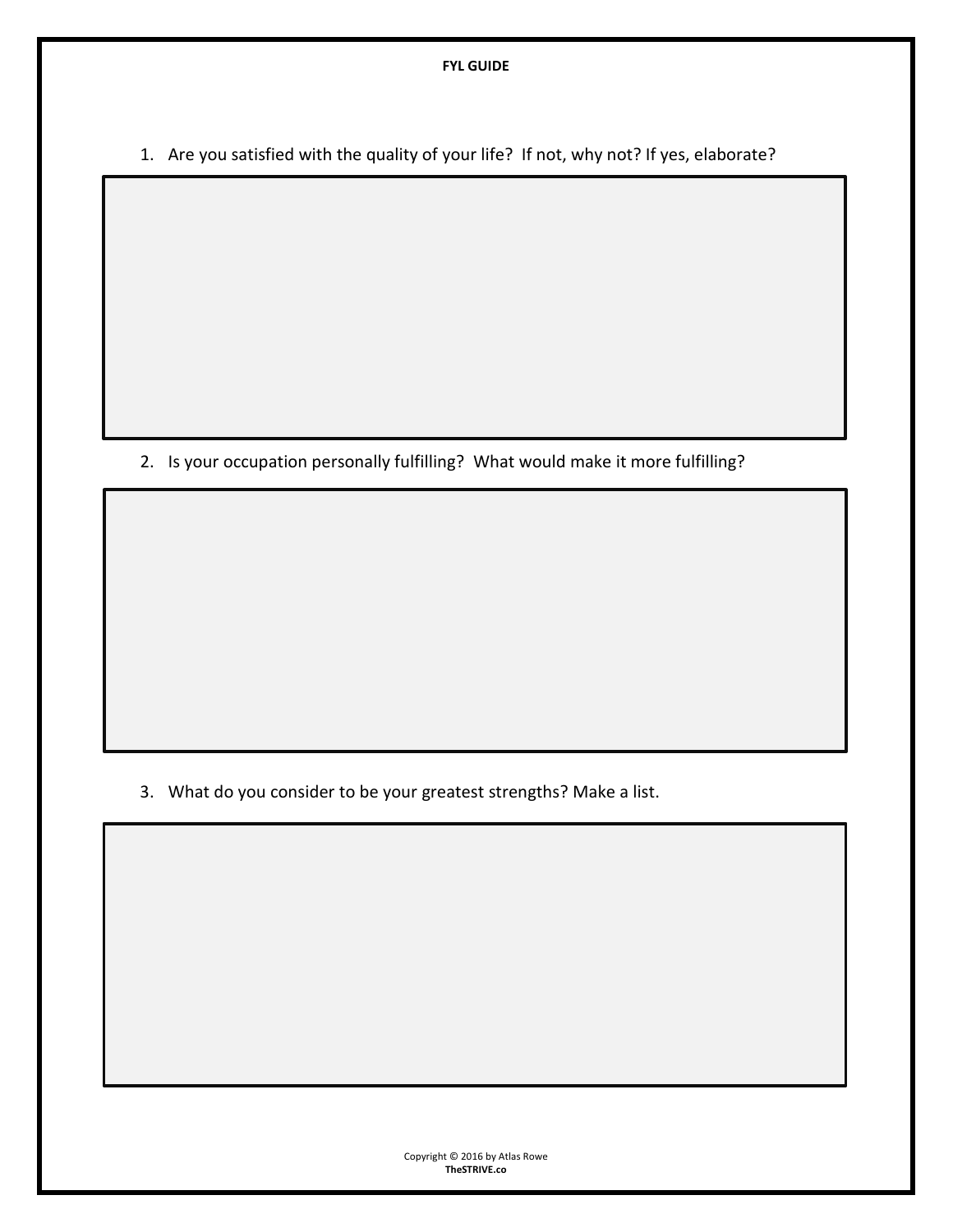**FYL GUIDE**

1. Are you satisfied with the quality of your life? If not, why not? If yes, elaborate?

2. Is your occupation personally fulfilling? What would make it more fulfilling?

3. What do you consider to be your greatest strengths? Make a list.

Copyright © 2016 by Atlas Rowe
**TheSTRIVE.co**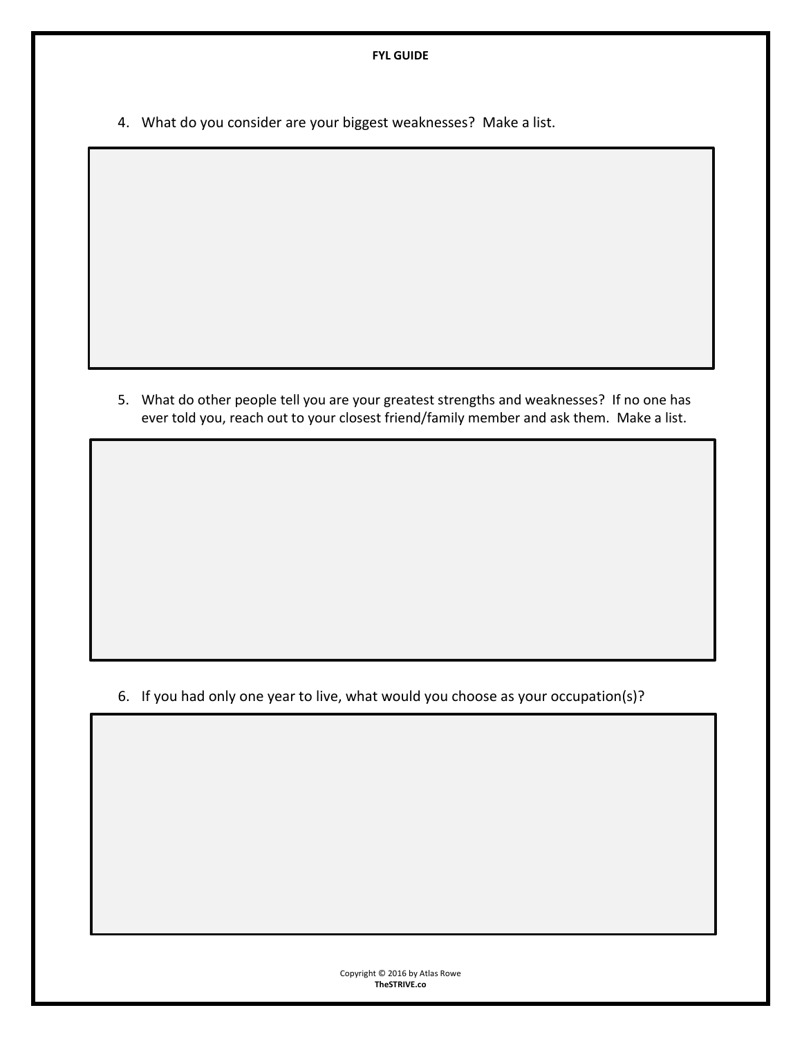4. What do you consider are your biggest weaknesses? Make a list.

5. What do other people tell you are your greatest strengths and weaknesses? If no one has ever told you, reach out to your closest friend/family member and ask them. Make a list.

6. If you had only one year to live, what would you choose as your occupation(s)?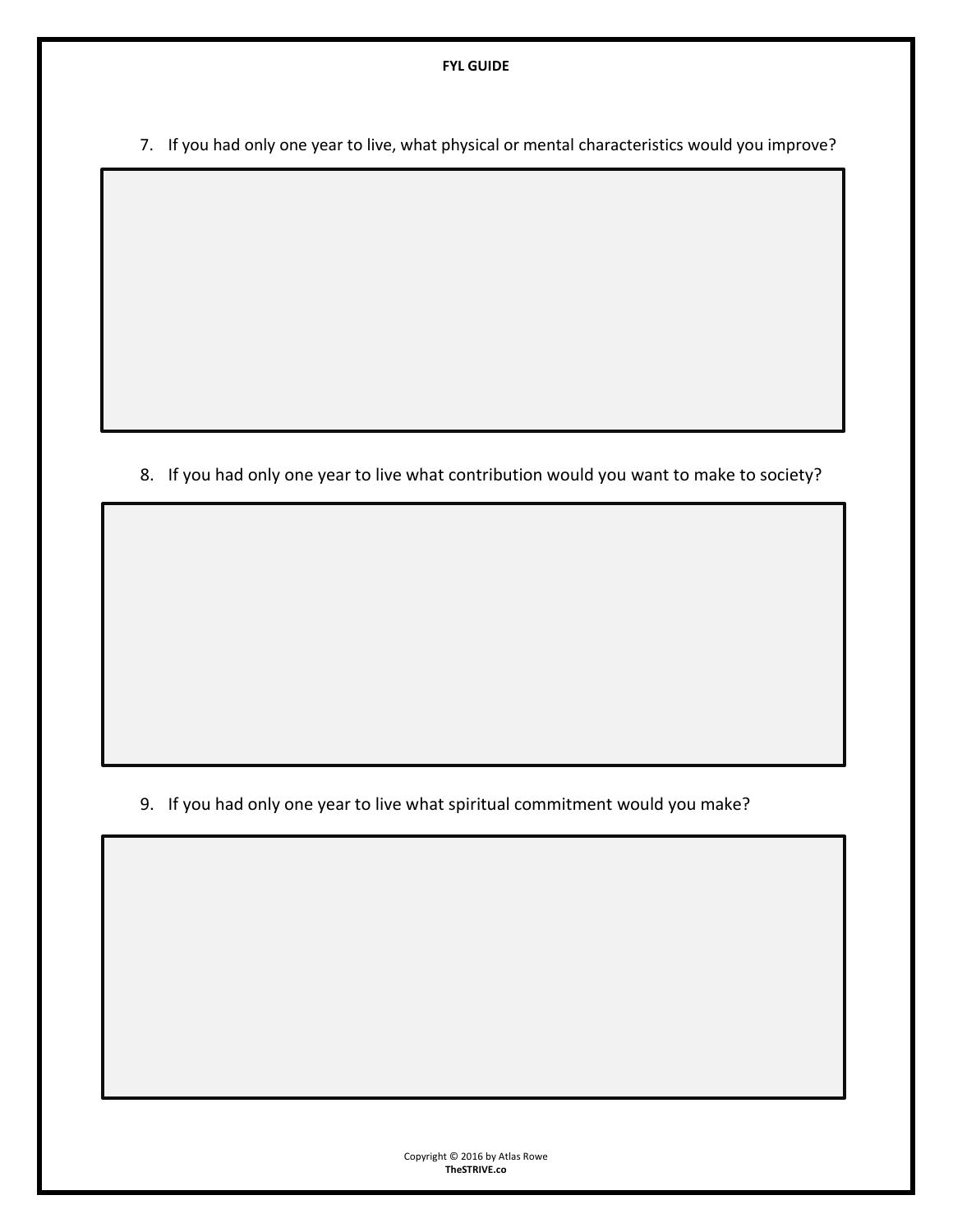7. If you had only one year to live, what physical or mental characteristics would you improve?

8. If you had only one year to live what contribution would you want to make to society?

9. If you had only one year to live what spiritual commitment would you make?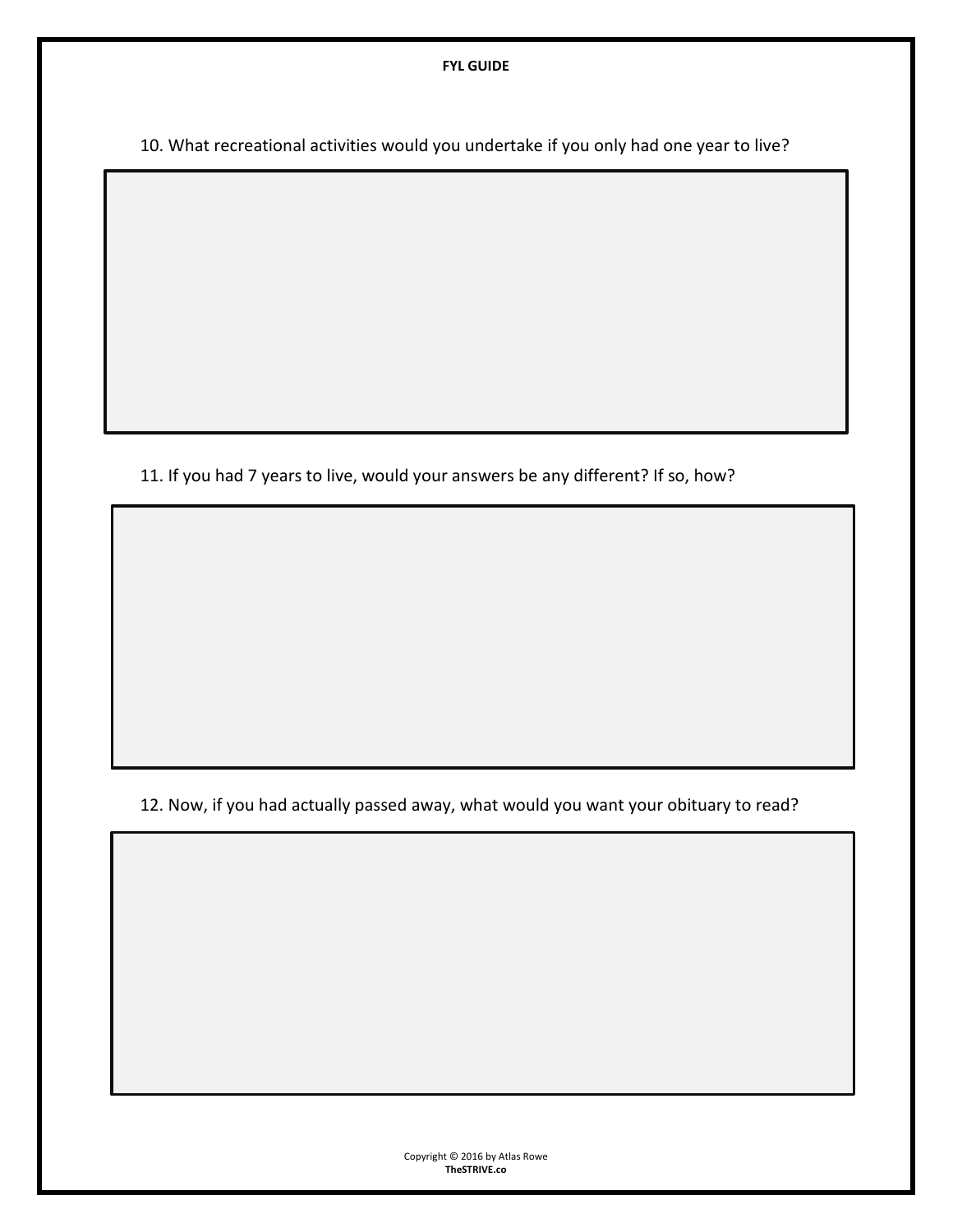10. What recreational activities would you undertake if you only had one year to live?

11. If you had 7 years to live, would your answers be any different? If so, how?

12. Now, if you had actually passed away, what would you want your obituary to read?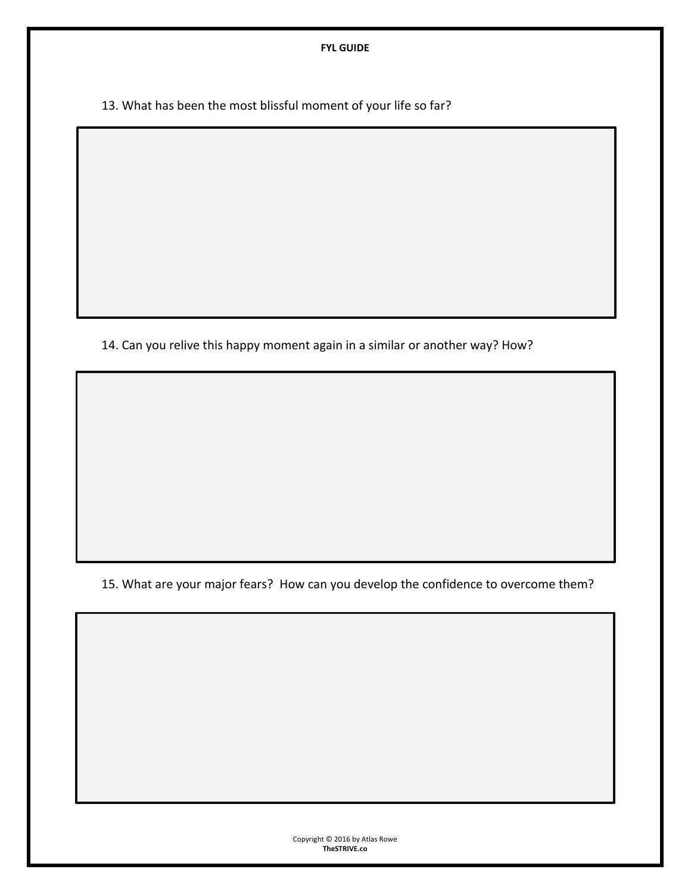13. What has been the most blissful moment of your life so far?

14. Can you relive this happy moment again in a similar or another way? How?

15. What are your major fears? How can you develop the confidence to overcome them?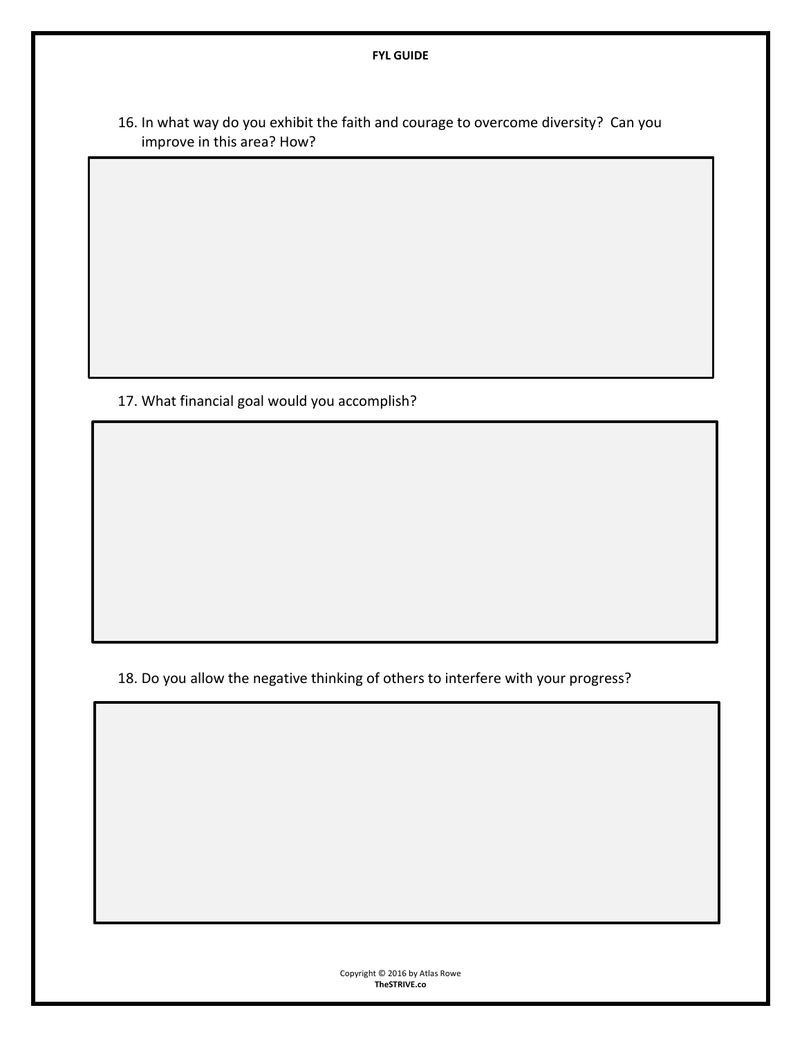16. In what way do you exhibit the faith and courage to overcome diversity? Can you improve in this area? How?

17. What financial goal would you accomplish?

18. Do you allow the negative thinking of others to interfere with your progress?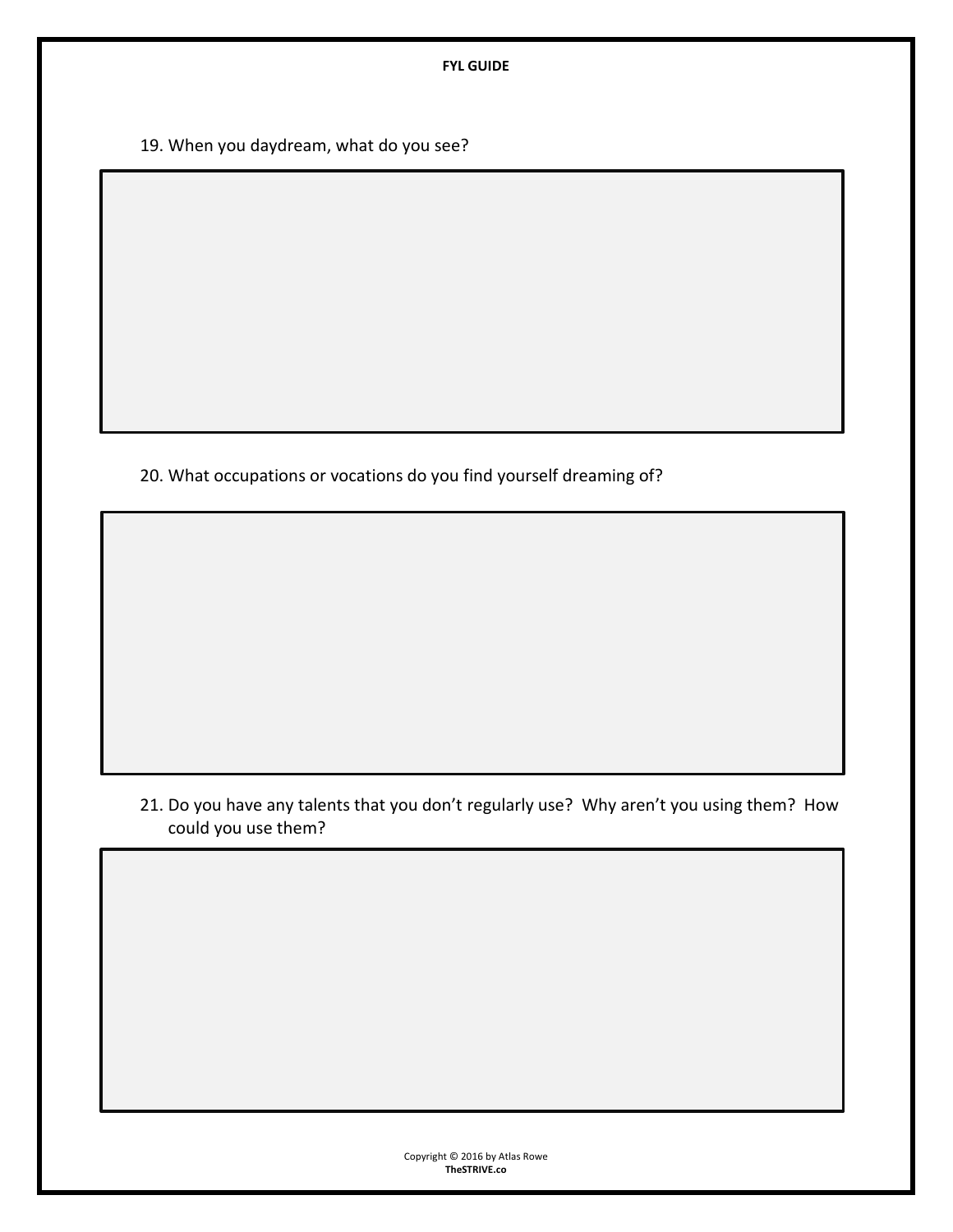19. When you daydream, what do you see?

20. What occupations or vocations do you find yourself dreaming of?

21. Do you have any talents that you don't regularly use? Why aren't you using them? How could you use them?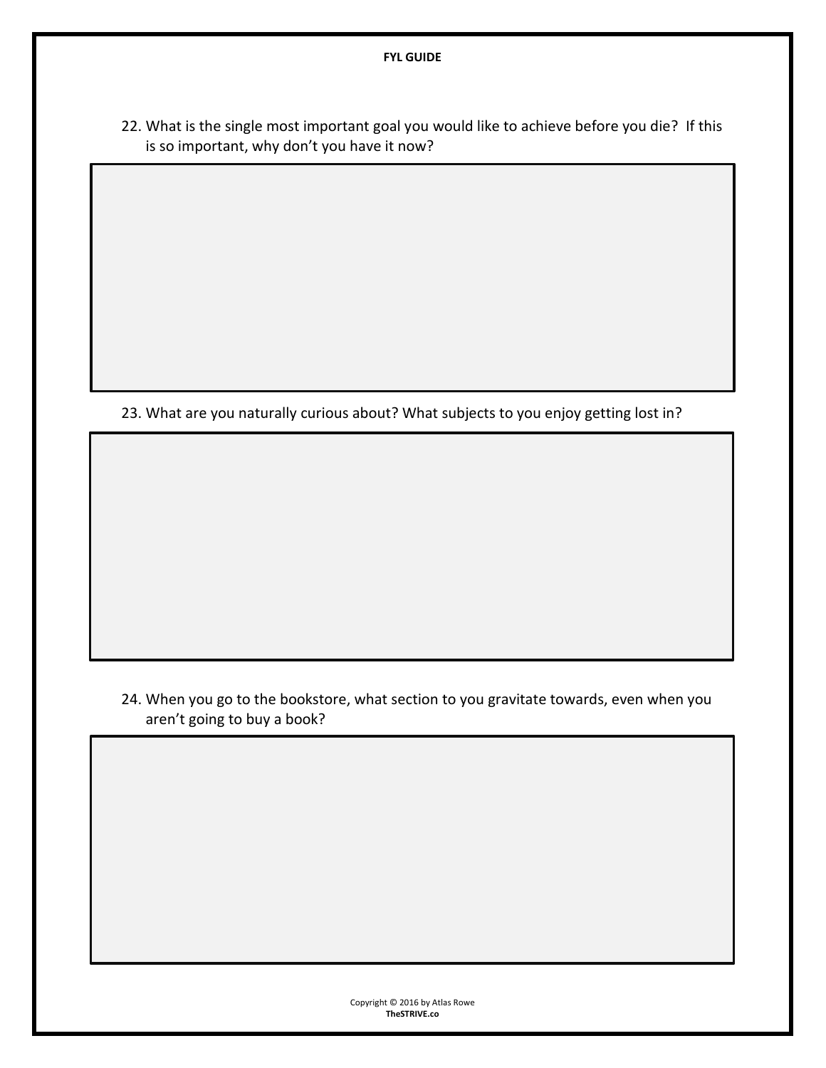22. What is the single most important goal you would like to achieve before you die? If this is so important, why don't you have it now?

23. What are you naturally curious about? What subjects to you enjoy getting lost in?

24. When you go to the bookstore, what section to you gravitate towards, even when you aren't going to buy a book?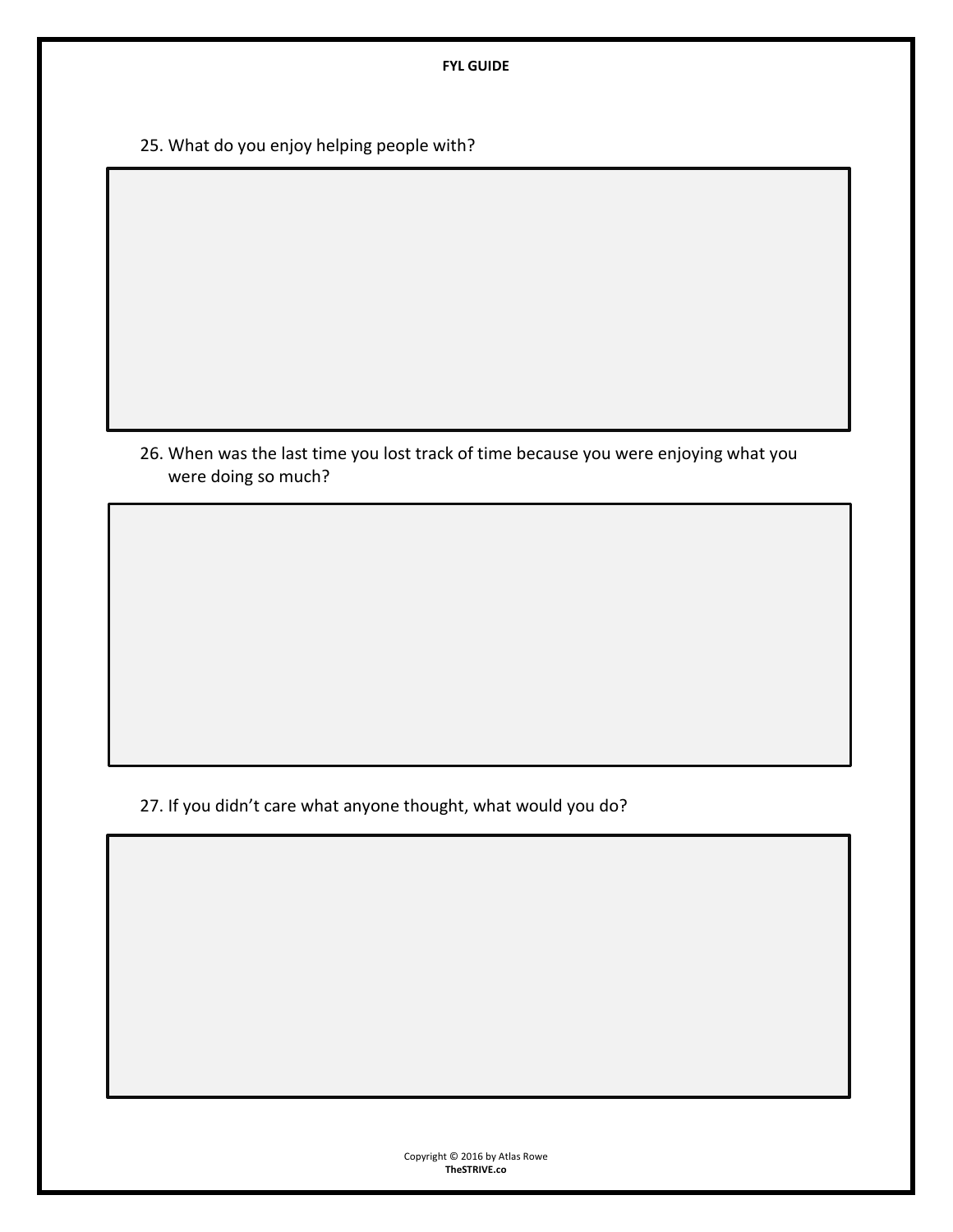25. What do you enjoy helping people with?

26. When was the last time you lost track of time because you were enjoying what you were doing so much?

27. If you didn't care what anyone thought, what would you do?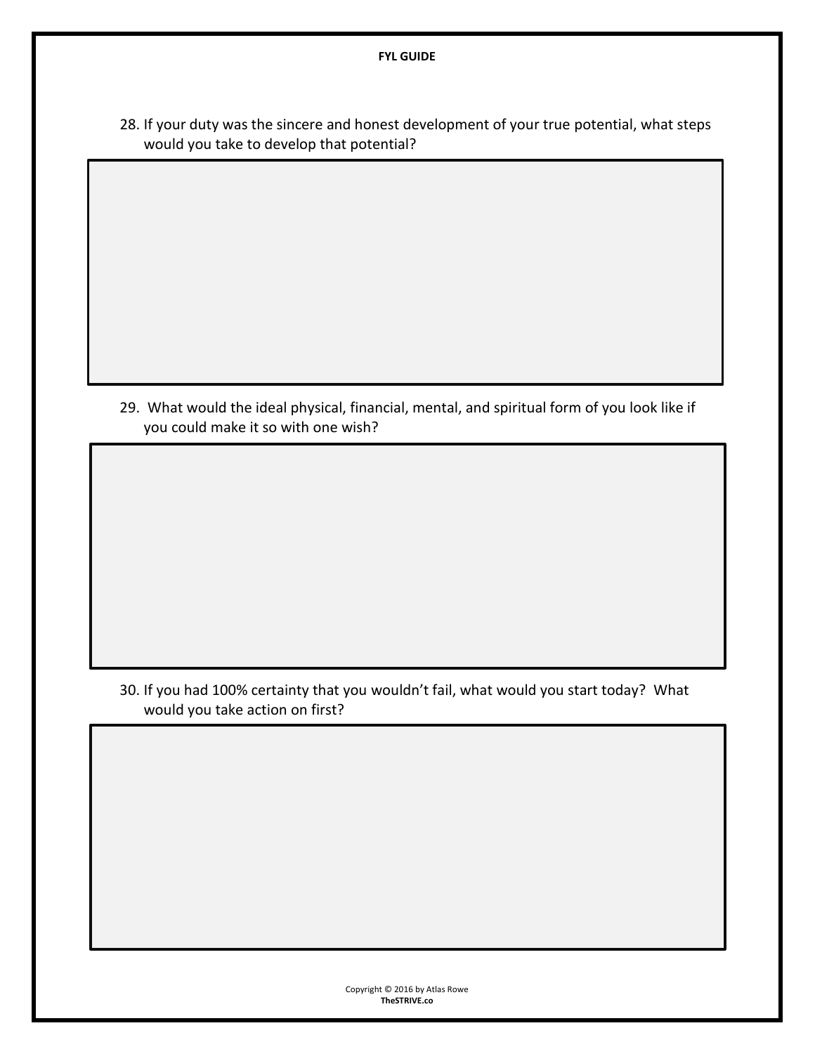28. If your duty was the sincere and honest development of your true potential, what steps would you take to develop that potential?

29. What would the ideal physical, financial, mental, and spiritual form of you look like if you could make it so with one wish?

30. If you had 100% certainty that you wouldn't fail, what would you start today? What would you take action on first?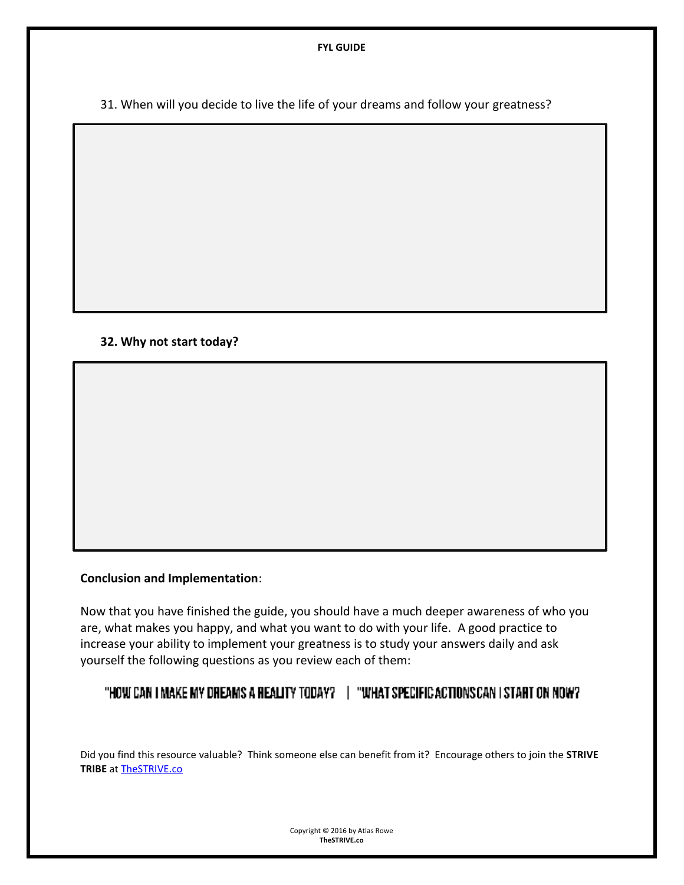31. When will you decide to live the life of your dreams and follow your greatness?

**32. Why not start today?**

**Conclusion and Implementation**:

Now that you have finished the guide, you should have a much deeper awareness of who you are, what makes you happy, and what you want to do with your life. A good practice to increase your ability to implement your greatness is to study your answers daily and ask yourself the following questions as you review each of them:

"HOW CAN I MAKE MY DREAMS A REALITY TODAY? | "WHAT SPECIFIC ACTIONS CAN I START ON NOW?

Did you find this resource valuable? Think someone else can benefit from it? Encourage others to join the **STRIVE TRIBE** at [TheSTRIVE.co](TheSTRIVE.co)

Copyright © 2016 by Atlas Rowe
**TheSTRIVE.co**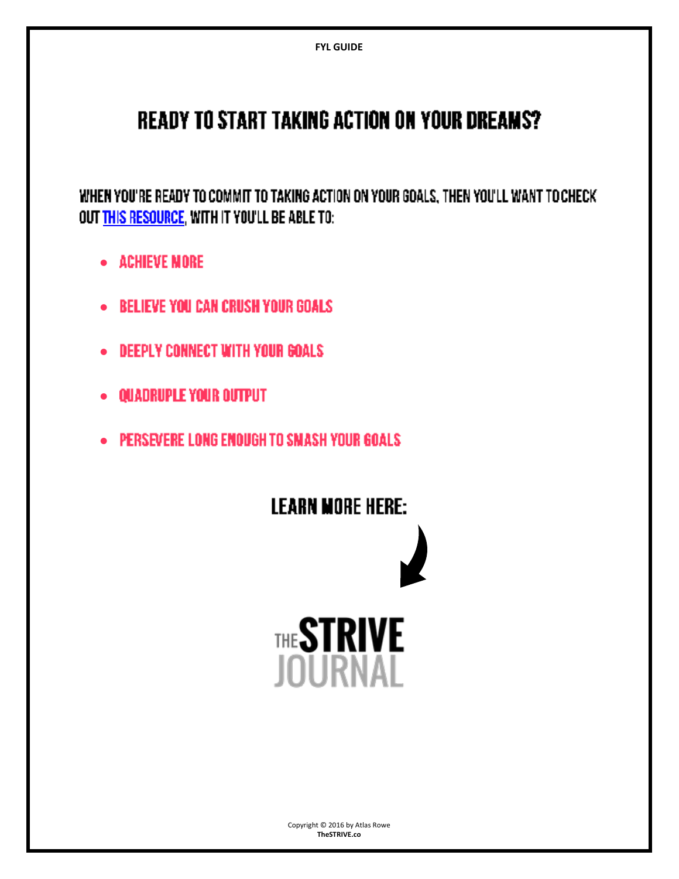# READY TO START TAKING ACTION ON YOUR DREAMS?

WHEN YOU'RE READY TO COMMIT TO TAKING ACTION ON YOUR GOALS, THEN YOU'LL WANT TO CHECK OUT THIS RESOURCE, WITH IT YOU'LL BE ABLE TO:

- ACHIEVE MORE
- BELIEVE YOU CAN CRUSH YOUR GOALS
- DEEPLY CONNECT WITH YOUR GOALS
- QUADRUPLE YOUR OUTPUT
- PERSEVERE LONG ENOUGH TO SMASH YOUR GOALS

## LEARN MORE HERE:

THE STRIVE JOURNAL

Copyright © 2016 by Atlas Rowe
**TheSTRIVE.co**